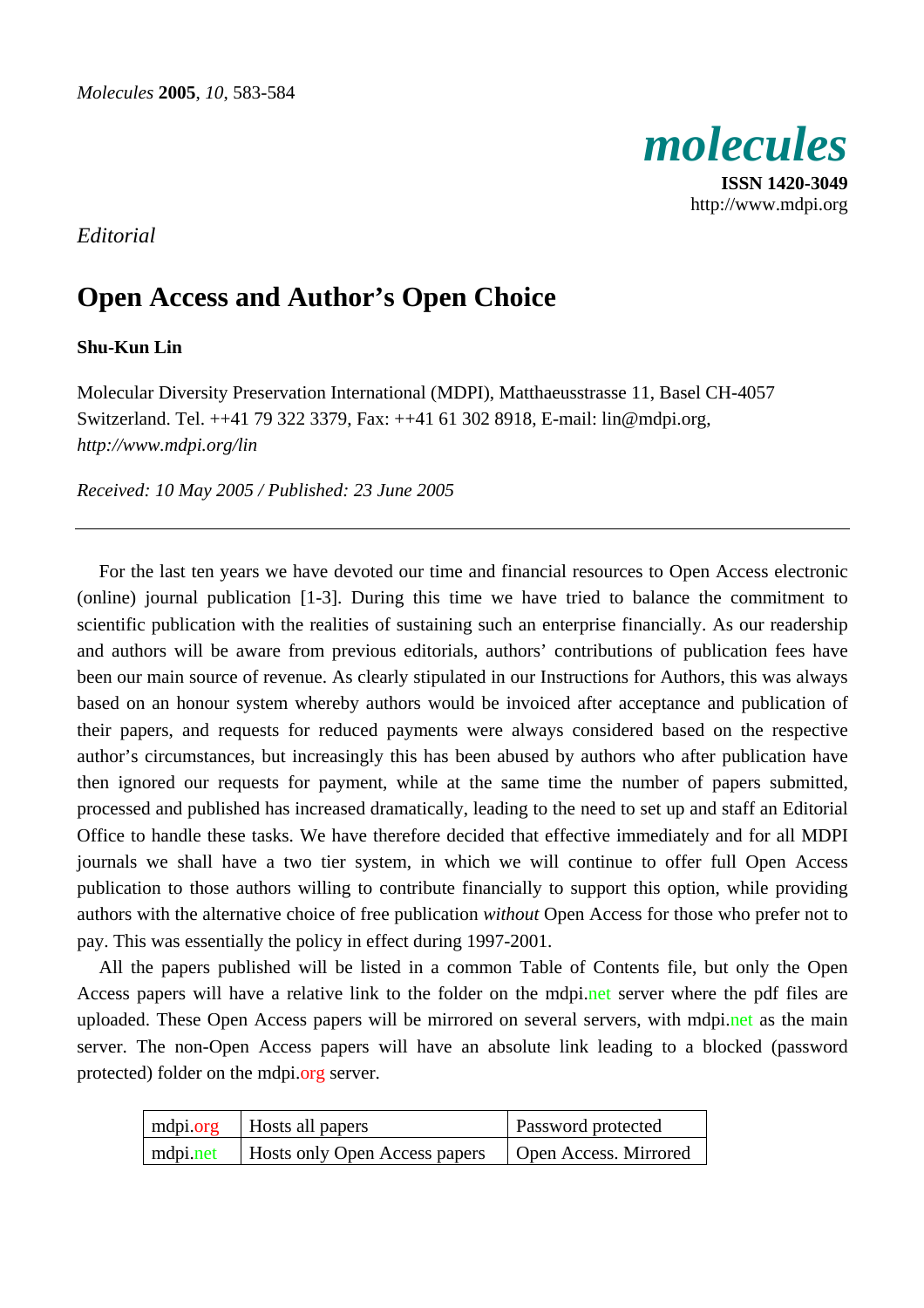*Editorial*

# Open Access and Author's Open Choice

**Shu-Kun Lin**

Molecular Diversity Preservation International (MDPI), Matthaeusstrasse 11, Basel CH-4057 Switzerland. Tel. ++41 79 322 3379, Fax: ++41 61 302 8918, E-mail: lin@mdpi.org, *http://www.mdpi.org/lin*

*Received: 10 May 2005 / Published: 23 June 2005*

---

For the last ten years we have devoted our time and financial resources to Open Access electronic (online) journal publication [1-3]. During this time we have tried to balance the commitment to scientific publication with the realities of sustaining such an enterprise financially. As our readership and authors will be aware from previous editorials, authors' contributions of publication fees have been our main source of revenue. As clearly stipulated in our Instructions for Authors, this was always based on an honour system whereby authors would be invoiced after acceptance and publication of their papers, and requests for reduced payments were always considered based on the respective author's circumstances, but increasingly this has been abused by authors who after publication have then ignored our requests for payment, while at the same time the number of papers submitted, processed and published has increased dramatically, leading to the need to set up and staff an Editorial Office to handle these tasks. We have therefore decided that effective immediately and for all MDPI journals we shall have a two tier system, in which we will continue to offer full Open Access publication to those authors willing to contribute financially to support this option, while providing authors with the alternative choice of free publication *without* Open Access for those who prefer not to pay. This was essentially the policy in effect during 1997-2001.

All the papers published will be listed in a common Table of Contents file, but only the Open Access papers will have a relative link to the folder on the mdpi.net server where the pdf files are uploaded. These Open Access papers will be mirrored on several servers, with mdpi.net as the main server. The non-Open Access papers will have an absolute link leading to a blocked (password protected) folder on the mdpi.org server.

| mdpi.org | Hosts all papers | Password protected |
|---|---|---|
| mdpi.net | Hosts only Open Access papers | Open Access. Mirrored |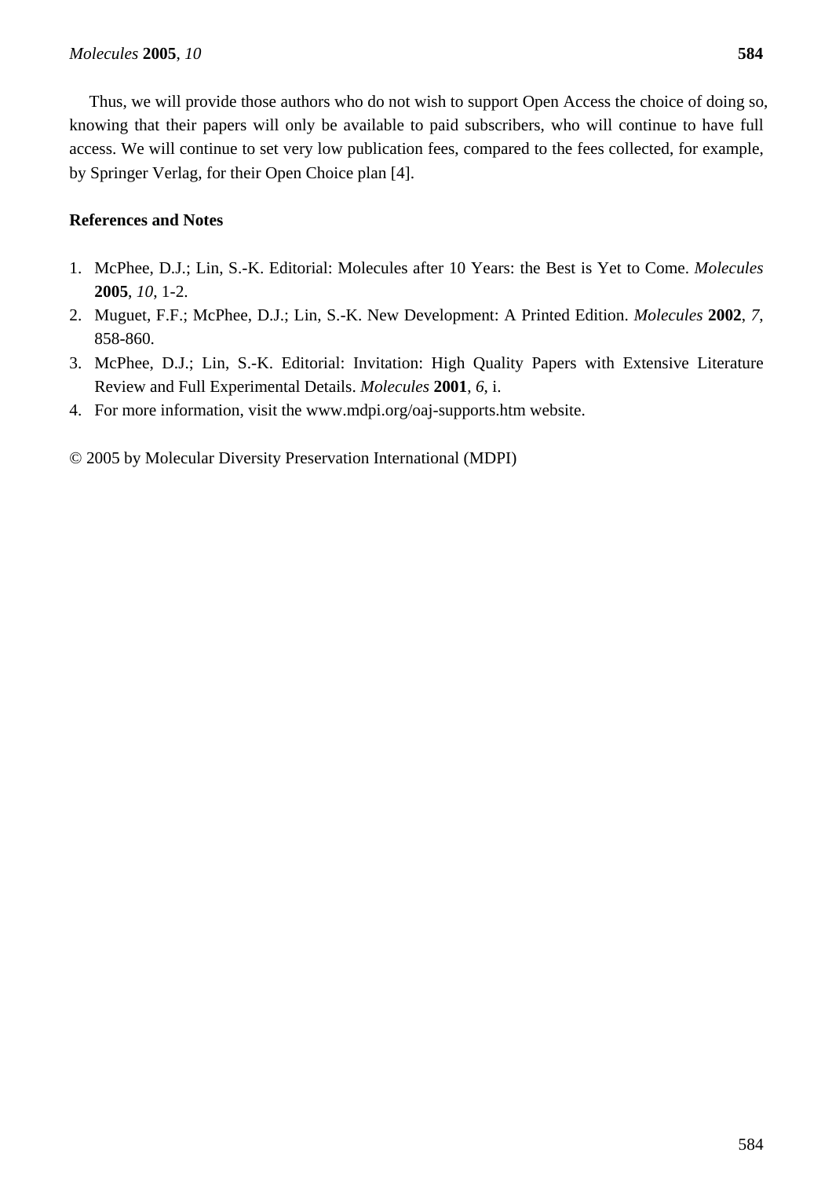Thus, we will provide those authors who do not wish to support Open Access the choice of doing so, knowing that their papers will only be available to paid subscribers, who will continue to have full access. We will continue to set very low publication fees, compared to the fees collected, for example, by Springer Verlag, for their Open Choice plan [4].

**References and Notes**

1. McPhee, D.J.; Lin, S.-K. Editorial: Molecules after 10 Years: the Best is Yet to Come. *Molecules* **2005**, *10*, 1-2.
2. Muguet, F.F.; McPhee, D.J.; Lin, S.-K. New Development: A Printed Edition. *Molecules* **2002**, *7*, 858-860.
3. McPhee, D.J.; Lin, S.-K. Editorial: Invitation: High Quality Papers with Extensive Literature Review and Full Experimental Details. *Molecules* **2001**, *6*, i.
4. For more information, visit the www.mdpi.org/oaj-supports.htm website.

© 2005 by Molecular Diversity Preservation International (MDPI)